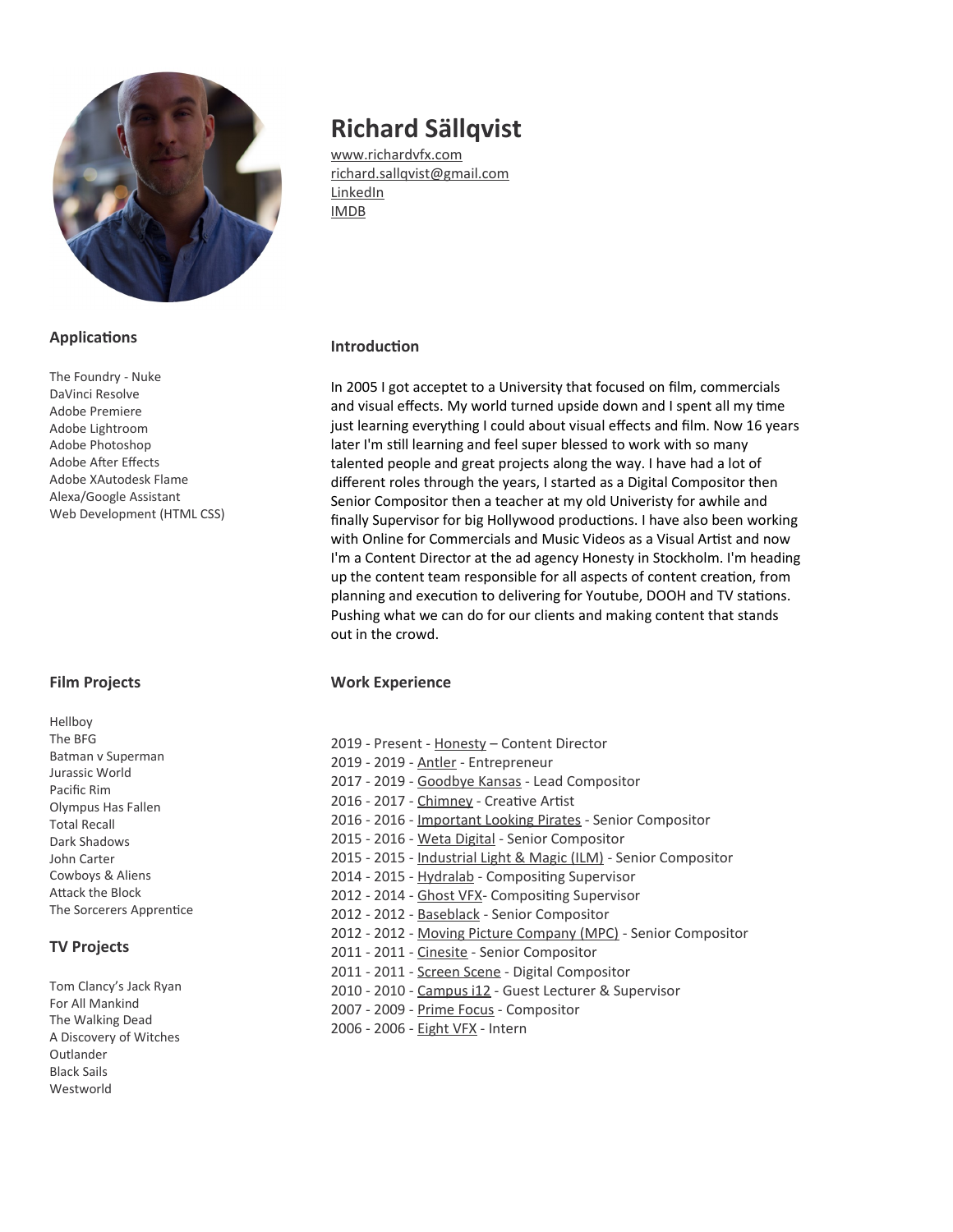# Richard Sällqvist

[www.richardvfx.com](http://www.richardvfx.com)
richard.sallqvist@gmail.com
LinkedIn
IMDB

## Introduction

In 2005 I got acceptet to a University that focused on film, commercials and visual effects. My world turned upside down and I spent all my time just learning everything I could about visual effects and film. Now 16 years later I'm still learning and feel super blessed to work with so many talented people and great projects along the way. I have had a lot of different roles through the years, I started as a Digital Compositor then Senior Compositor then a teacher at my old Univeristy for awhile and finally Supervisor for big Hollywood productions. I have also been working with Online for Commercials and Music Videos as a Visual Artist and now I'm a Content Director at the ad agency Honesty in Stockholm. I'm heading up the content team responsible for all aspects of content creation, from planning and execution to delivering for Youtube, DOOH and TV stations. Pushing what we can do for our clients and making content that stands out in the crowd.

## Work Experience

2019 - Present - Honesty – Content Director
2019 - 2019 - Antler - Entrepreneur
2017 - 2019 - Goodbye Kansas - Lead Compositor
2016 - 2017 - Chimney - Creative Artist
2016 - 2016 - Important Looking Pirates - Senior Compositor
2015 - 2016 - Weta Digital - Senior Compositor
2015 - 2015 - Industrial Light & Magic (ILM) - Senior Compositor
2014 - 2015 - Hydralab - Compositing Supervisor
2012 - 2014 - Ghost VFX- Compositing Supervisor
2012 - 2012 - Baseblack - Senior Compositor
2012 - 2012 - Moving Picture Company (MPC) - Senior Compositor
2011 - 2011 - Cinesite - Senior Compositor
2011 - 2011 - Screen Scene - Digital Compositor
2010 - 2010 - Campus i12 - Guest Lecturer & Supervisor
2007 - 2009 - Prime Focus - Compositor
2006 - 2006 - Eight VFX - Intern

## Applications

The Foundry - Nuke
DaVinci Resolve
Adobe Premiere
Adobe Lightroom
Adobe Photoshop
Adobe After Effects
Adobe XAutodesk Flame
Alexa/Google Assistant
Web Development (HTML CSS)

## Film Projects

Hellboy
The BFG
Batman v Superman
Jurassic World
Pacific Rim
Olympus Has Fallen
Total Recall
Dark Shadows
John Carter
Cowboys & Aliens
Attack the Block
The Sorcerers Apprentice

## TV Projects

Tom Clancy's Jack Ryan
For All Mankind
The Walking Dead
A Discovery of Witches
Outlander
Black Sails
Westworld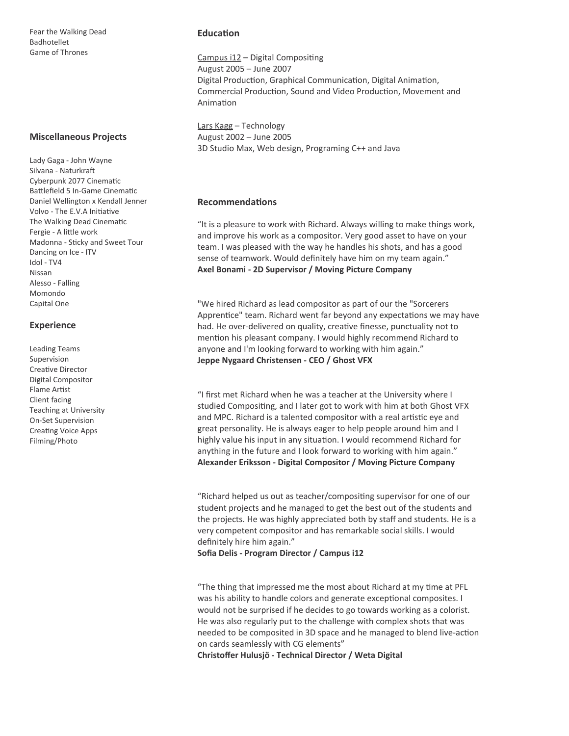Fear the Walking Dead
Badhotellet
Game of Thrones

## Miscellaneous Projects

Lady Gaga - John Wayne
Silvana - Naturkraft
Cyberpunk 2077 Cinematic
Battlefield 5 In-Game Cinematic
Daniel Wellington x Kendall Jenner
Volvo - The E.V.A Initiative
The Walking Dead Cinematic
Fergie - A little work
Madonna - Sticky and Sweet Tour
Dancing on Ice - ITV
Idol - TV4
Nissan
Alesso - Falling
Momondo
Capital One

## Experience

Leading Teams
Supervision
Creative Director
Digital Compositor
Flame Artist
Client facing
Teaching at University
On-Set Supervision
Creating Voice Apps
Filming/Photo

## Education

Campus i12 – Digital Compositing
August 2005 – June 2007
Digital Production, Graphical Communication, Digital Animation, Commercial Production, Sound and Video Production, Movement and Animation

Lars Kagg – Technology
August 2002 – June 2005
3D Studio Max, Web design, Programing C++ and Java

## Recommendations

"It is a pleasure to work with Richard. Always willing to make things work, and improve his work as a compositor. Very good asset to have on your team. I was pleased with the way he handles his shots, and has a good sense of teamwork. Would definitely have him on my team again."
**Axel Bonami - 2D Supervisor / Moving Picture Company**

"We hired Richard as lead compositor as part of our the "Sorcerers Apprentice" team. Richard went far beyond any expectations we may have had. He over-delivered on quality, creative finesse, punctuality not to mention his pleasant company. I would highly recommend Richard to anyone and I'm looking forward to working with him again."
**Jeppe Nygaard Christensen - CEO / Ghost VFX**

"I first met Richard when he was a teacher at the University where I studied Compositing, and I later got to work with him at both Ghost VFX and MPC. Richard is a talented compositor with a real artistic eye and great personality. He is always eager to help people around him and I highly value his input in any situation. I would recommend Richard for anything in the future and I look forward to working with him again."
**Alexander Eriksson - Digital Compositor / Moving Picture Company**

"Richard helped us out as teacher/compositing supervisor for one of our student projects and he managed to get the best out of the students and the projects. He was highly appreciated both by staff and students. He is a very competent compositor and has remarkable social skills. I would definitely hire him again."
**Sofia Delis - Program Director / Campus i12**

"The thing that impressed me the most about Richard at my time at PFL was his ability to handle colors and generate exceptional composites. I would not be surprised if he decides to go towards working as a colorist. He was also regularly put to the challenge with complex shots that was needed to be composited in 3D space and he managed to blend live-action on cards seamlessly with CG elements"
**Christoffer Hulusjö - Technical Director / Weta Digital**